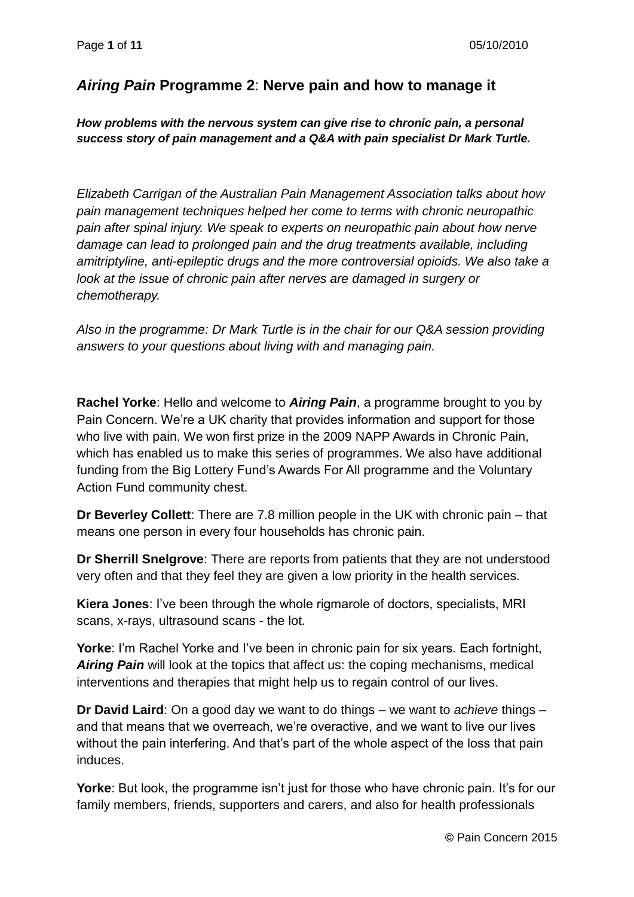## *Airing Pain* Programme 2: Nerve pain and how to manage it

***How problems with the nervous system can give rise to chronic pain, a personal success story of pain management and a Q&A with pain specialist Dr Mark Turtle.***

*Elizabeth Carrigan of the Australian Pain Management Association talks about how pain management techniques helped her come to terms with chronic neuropathic pain after spinal injury. We speak to experts on neuropathic pain about how nerve damage can lead to prolonged pain and the drug treatments available, including amitriptyline, anti-epileptic drugs and the more controversial opioids. We also take a look at the issue of chronic pain after nerves are damaged in surgery or chemotherapy.*

*Also in the programme: Dr Mark Turtle is in the chair for our Q&A session providing answers to your questions about living with and managing pain.*

**Rachel Yorke**: Hello and welcome to ***Airing Pain***, a programme brought to you by Pain Concern. We're a UK charity that provides information and support for those who live with pain. We won first prize in the 2009 NAPP Awards in Chronic Pain, which has enabled us to make this series of programmes. We also have additional funding from the Big Lottery Fund's Awards For All programme and the Voluntary Action Fund community chest.

**Dr Beverley Collett**: There are 7.8 million people in the UK with chronic pain – that means one person in every four households has chronic pain.

**Dr Sherrill Snelgrove**: There are reports from patients that they are not understood very often and that they feel they are given a low priority in the health services.

**Kiera Jones**: I've been through the whole rigmarole of doctors, specialists, MRI scans, x-rays, ultrasound scans - the lot.

**Yorke**: I'm Rachel Yorke and I've been in chronic pain for six years. Each fortnight, ***Airing Pain*** will look at the topics that affect us: the coping mechanisms, medical interventions and therapies that might help us to regain control of our lives.

**Dr David Laird**: On a good day we want to do things – we want to *achieve* things – and that means that we overreach, we're overactive, and we want to live our lives without the pain interfering. And that's part of the whole aspect of the loss that pain induces.

**Yorke**: But look, the programme isn't just for those who have chronic pain. It's for our family members, friends, supporters and carers, and also for health professionals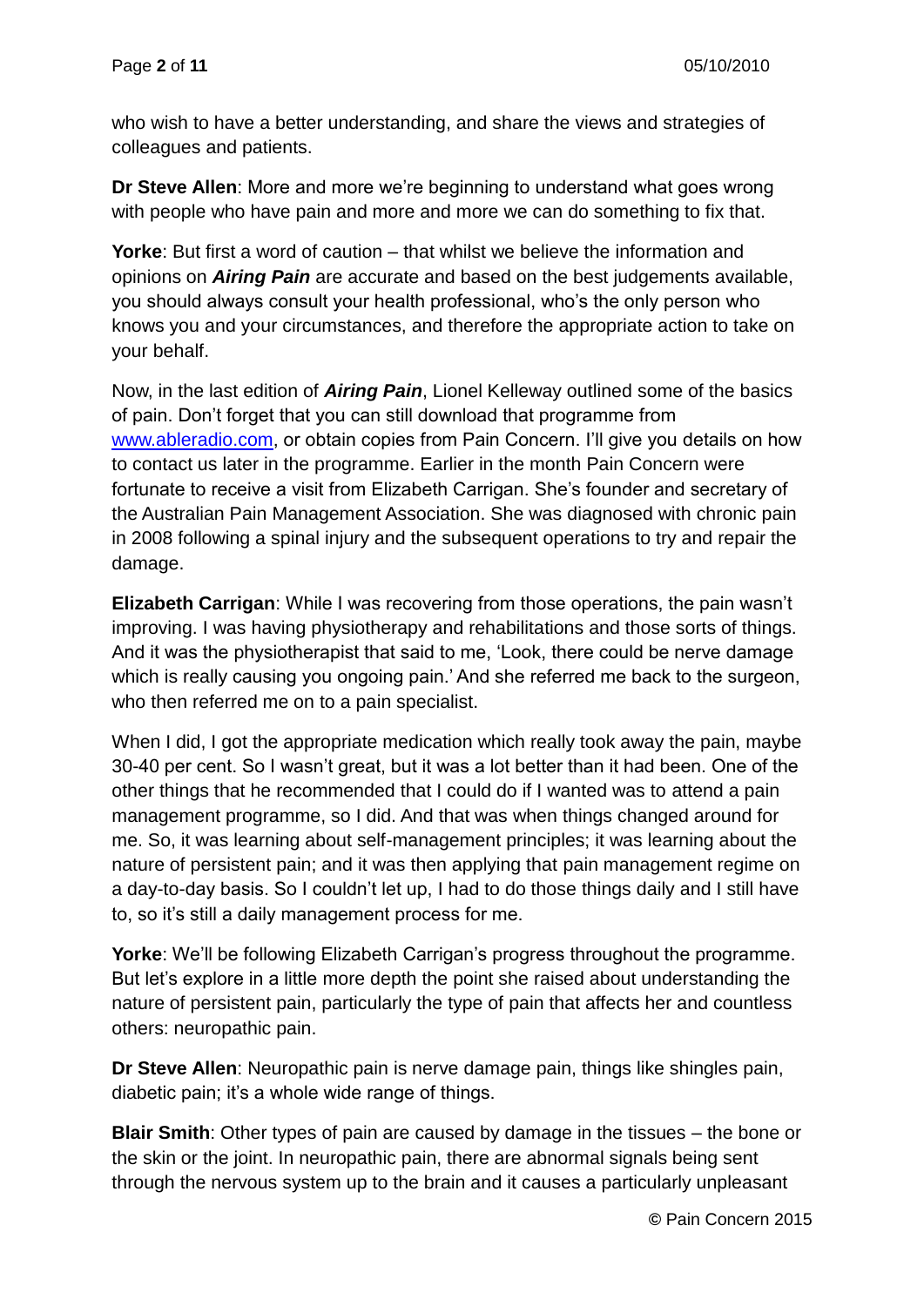who wish to have a better understanding, and share the views and strategies of colleagues and patients.

**Dr Steve Allen**: More and more we're beginning to understand what goes wrong with people who have pain and more and more we can do something to fix that.

**Yorke**: But first a word of caution – that whilst we believe the information and opinions on ***Airing Pain*** are accurate and based on the best judgements available, you should always consult your health professional, who's the only person who knows you and your circumstances, and therefore the appropriate action to take on your behalf.

Now, in the last edition of ***Airing Pain***, Lionel Kelleway outlined some of the basics of pain. Don't forget that you can still download that programme from [www.ableradio.com](www.ableradio.com), or obtain copies from Pain Concern. I'll give you details on how to contact us later in the programme. Earlier in the month Pain Concern were fortunate to receive a visit from Elizabeth Carrigan. She's founder and secretary of the Australian Pain Management Association. She was diagnosed with chronic pain in 2008 following a spinal injury and the subsequent operations to try and repair the damage.

**Elizabeth Carrigan**: While I was recovering from those operations, the pain wasn't improving. I was having physiotherapy and rehabilitations and those sorts of things. And it was the physiotherapist that said to me, 'Look, there could be nerve damage which is really causing you ongoing pain.' And she referred me back to the surgeon, who then referred me on to a pain specialist.

When I did, I got the appropriate medication which really took away the pain, maybe 30-40 per cent. So I wasn't great, but it was a lot better than it had been. One of the other things that he recommended that I could do if I wanted was to attend a pain management programme, so I did. And that was when things changed around for me. So, it was learning about self-management principles; it was learning about the nature of persistent pain; and it was then applying that pain management regime on a day-to-day basis. So I couldn't let up, I had to do those things daily and I still have to, so it's still a daily management process for me.

**Yorke**: We'll be following Elizabeth Carrigan's progress throughout the programme. But let's explore in a little more depth the point she raised about understanding the nature of persistent pain, particularly the type of pain that affects her and countless others: neuropathic pain.

**Dr Steve Allen**: Neuropathic pain is nerve damage pain, things like shingles pain, diabetic pain; it's a whole wide range of things.

**Blair Smith**: Other types of pain are caused by damage in the tissues – the bone or the skin or the joint. In neuropathic pain, there are abnormal signals being sent through the nervous system up to the brain and it causes a particularly unpleasant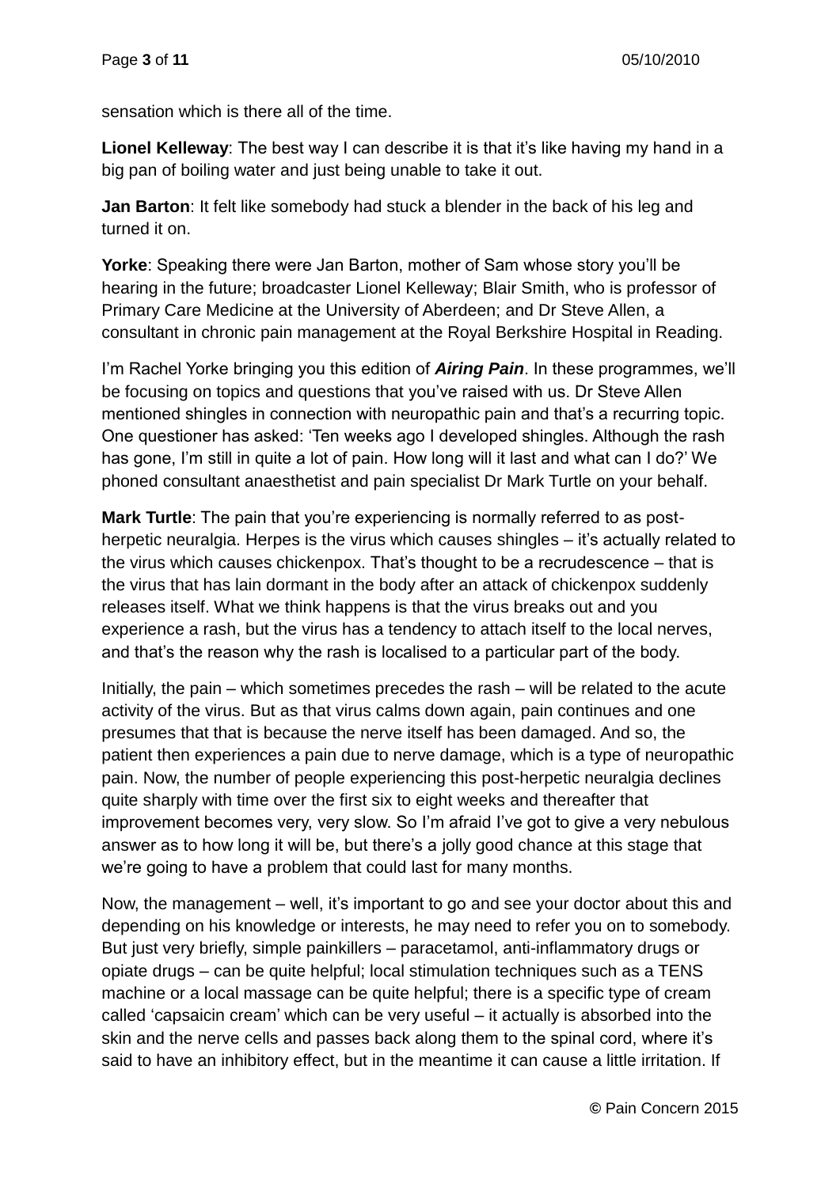sensation which is there all of the time.

**Lionel Kelleway**: The best way I can describe it is that it's like having my hand in a big pan of boiling water and just being unable to take it out.

**Jan Barton**: It felt like somebody had stuck a blender in the back of his leg and turned it on.

**Yorke**: Speaking there were Jan Barton, mother of Sam whose story you'll be hearing in the future; broadcaster Lionel Kelleway; Blair Smith, who is professor of Primary Care Medicine at the University of Aberdeen; and Dr Steve Allen, a consultant in chronic pain management at the Royal Berkshire Hospital in Reading.

I'm Rachel Yorke bringing you this edition of ***Airing Pain***. In these programmes, we'll be focusing on topics and questions that you've raised with us. Dr Steve Allen mentioned shingles in connection with neuropathic pain and that's a recurring topic. One questioner has asked: 'Ten weeks ago I developed shingles. Although the rash has gone, I'm still in quite a lot of pain. How long will it last and what can I do?' We phoned consultant anaesthetist and pain specialist Dr Mark Turtle on your behalf.

**Mark Turtle**: The pain that you're experiencing is normally referred to as post-herpetic neuralgia. Herpes is the virus which causes shingles – it's actually related to the virus which causes chickenpox. That's thought to be a recrudescence – that is the virus that has lain dormant in the body after an attack of chickenpox suddenly releases itself. What we think happens is that the virus breaks out and you experience a rash, but the virus has a tendency to attach itself to the local nerves, and that's the reason why the rash is localised to a particular part of the body.

Initially, the pain – which sometimes precedes the rash – will be related to the acute activity of the virus. But as that virus calms down again, pain continues and one presumes that that is because the nerve itself has been damaged. And so, the patient then experiences a pain due to nerve damage, which is a type of neuropathic pain. Now, the number of people experiencing this post-herpetic neuralgia declines quite sharply with time over the first six to eight weeks and thereafter that improvement becomes very, very slow. So I'm afraid I've got to give a very nebulous answer as to how long it will be, but there's a jolly good chance at this stage that we're going to have a problem that could last for many months.

Now, the management – well, it's important to go and see your doctor about this and depending on his knowledge or interests, he may need to refer you on to somebody. But just very briefly, simple painkillers – paracetamol, anti-inflammatory drugs or opiate drugs – can be quite helpful; local stimulation techniques such as a TENS machine or a local massage can be quite helpful; there is a specific type of cream called 'capsaicin cream' which can be very useful – it actually is absorbed into the skin and the nerve cells and passes back along them to the spinal cord, where it's said to have an inhibitory effect, but in the meantime it can cause a little irritation. If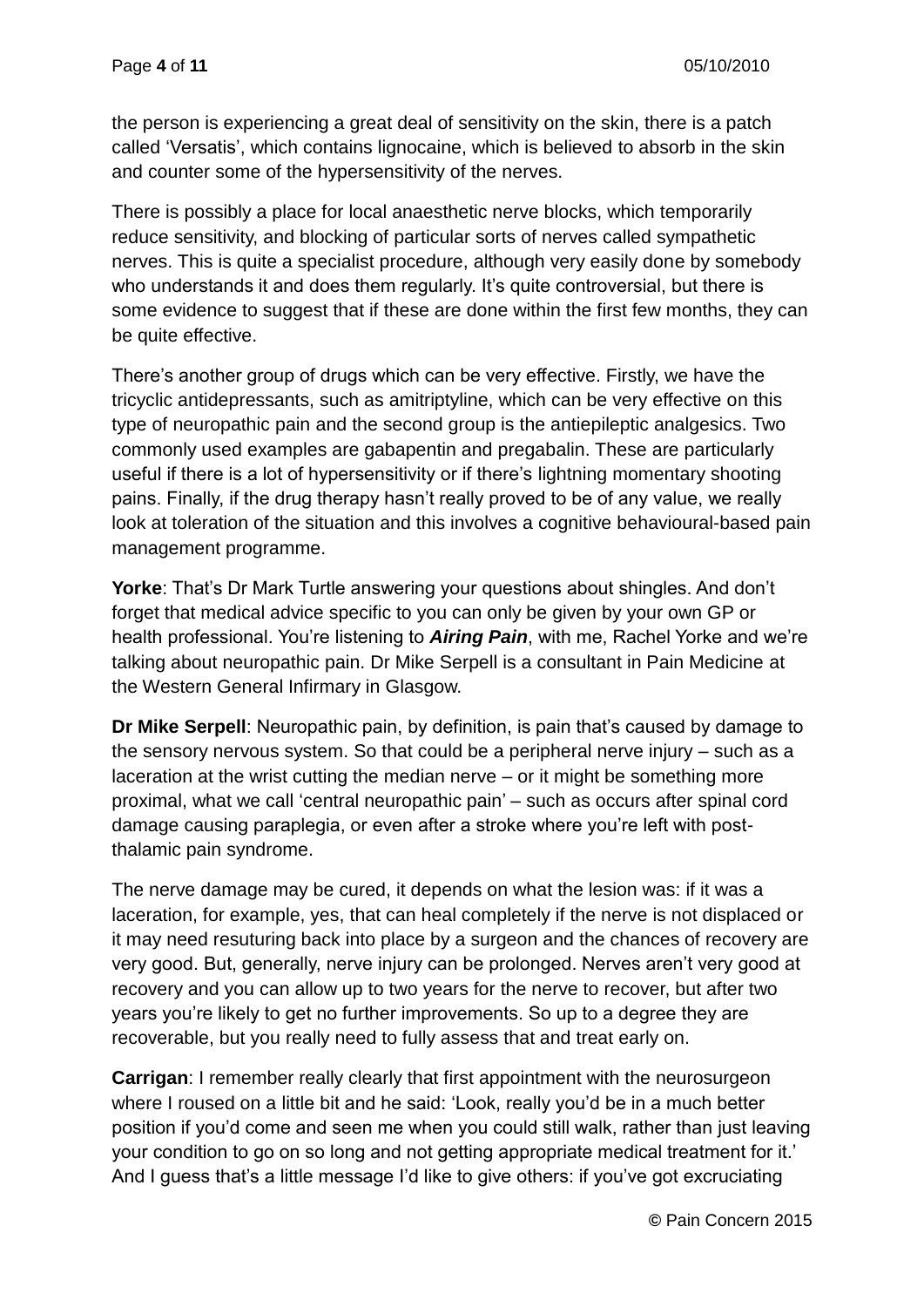the person is experiencing a great deal of sensitivity on the skin, there is a patch called 'Versatis', which contains lignocaine, which is believed to absorb in the skin and counter some of the hypersensitivity of the nerves.

There is possibly a place for local anaesthetic nerve blocks, which temporarily reduce sensitivity, and blocking of particular sorts of nerves called sympathetic nerves. This is quite a specialist procedure, although very easily done by somebody who understands it and does them regularly. It's quite controversial, but there is some evidence to suggest that if these are done within the first few months, they can be quite effective.

There's another group of drugs which can be very effective. Firstly, we have the tricyclic antidepressants, such as amitriptyline, which can be very effective on this type of neuropathic pain and the second group is the antiepileptic analgesics. Two commonly used examples are gabapentin and pregabalin. These are particularly useful if there is a lot of hypersensitivity or if there's lightning momentary shooting pains. Finally, if the drug therapy hasn't really proved to be of any value, we really look at toleration of the situation and this involves a cognitive behavioural-based pain management programme.

**Yorke**: That's Dr Mark Turtle answering your questions about shingles. And don't forget that medical advice specific to you can only be given by your own GP or health professional. You're listening to ***Airing Pain***, with me, Rachel Yorke and we're talking about neuropathic pain. Dr Mike Serpell is a consultant in Pain Medicine at the Western General Infirmary in Glasgow.

**Dr Mike Serpell**: Neuropathic pain, by definition, is pain that's caused by damage to the sensory nervous system. So that could be a peripheral nerve injury – such as a laceration at the wrist cutting the median nerve – or it might be something more proximal, what we call 'central neuropathic pain' – such as occurs after spinal cord damage causing paraplegia, or even after a stroke where you're left with post-thalamic pain syndrome.

The nerve damage may be cured, it depends on what the lesion was: if it was a laceration, for example, yes, that can heal completely if the nerve is not displaced or it may need resuturing back into place by a surgeon and the chances of recovery are very good. But, generally, nerve injury can be prolonged. Nerves aren't very good at recovery and you can allow up to two years for the nerve to recover, but after two years you're likely to get no further improvements. So up to a degree they are recoverable, but you really need to fully assess that and treat early on.

**Carrigan**: I remember really clearly that first appointment with the neurosurgeon where I roused on a little bit and he said: 'Look, really you'd be in a much better position if you'd come and seen me when you could still walk, rather than just leaving your condition to go on so long and not getting appropriate medical treatment for it.' And I guess that's a little message I'd like to give others: if you've got excruciating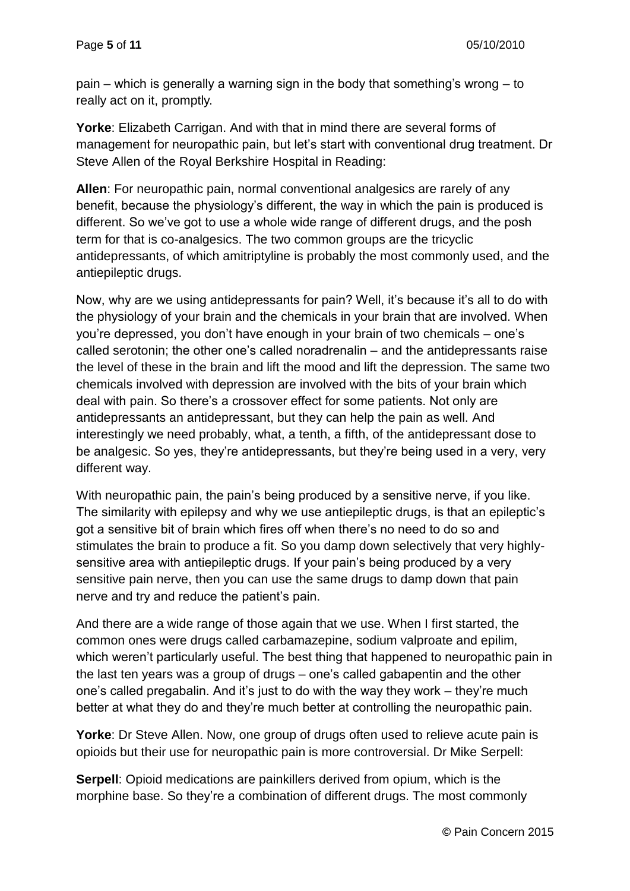pain – which is generally a warning sign in the body that something's wrong – to really act on it, promptly.

**Yorke**: Elizabeth Carrigan. And with that in mind there are several forms of management for neuropathic pain, but let's start with conventional drug treatment. Dr Steve Allen of the Royal Berkshire Hospital in Reading:

**Allen**: For neuropathic pain, normal conventional analgesics are rarely of any benefit, because the physiology's different, the way in which the pain is produced is different. So we've got to use a whole wide range of different drugs, and the posh term for that is co-analgesics. The two common groups are the tricyclic antidepressants, of which amitriptyline is probably the most commonly used, and the antiepileptic drugs.

Now, why are we using antidepressants for pain? Well, it's because it's all to do with the physiology of your brain and the chemicals in your brain that are involved. When you're depressed, you don't have enough in your brain of two chemicals – one's called serotonin; the other one's called noradrenalin – and the antidepressants raise the level of these in the brain and lift the mood and lift the depression. The same two chemicals involved with depression are involved with the bits of your brain which deal with pain. So there's a crossover effect for some patients. Not only are antidepressants an antidepressant, but they can help the pain as well. And interestingly we need probably, what, a tenth, a fifth, of the antidepressant dose to be analgesic. So yes, they're antidepressants, but they're being used in a very, very different way.

With neuropathic pain, the pain's being produced by a sensitive nerve, if you like. The similarity with epilepsy and why we use antiepileptic drugs, is that an epileptic's got a sensitive bit of brain which fires off when there's no need to do so and stimulates the brain to produce a fit. So you damp down selectively that very highly-sensitive area with antiepileptic drugs. If your pain's being produced by a very sensitive pain nerve, then you can use the same drugs to damp down that pain nerve and try and reduce the patient's pain.

And there are a wide range of those again that we use. When I first started, the common ones were drugs called carbamazepine, sodium valproate and epilim, which weren't particularly useful. The best thing that happened to neuropathic pain in the last ten years was a group of drugs – one's called gabapentin and the other one's called pregabalin. And it's just to do with the way they work – they're much better at what they do and they're much better at controlling the neuropathic pain.

**Yorke**: Dr Steve Allen. Now, one group of drugs often used to relieve acute pain is opioids but their use for neuropathic pain is more controversial. Dr Mike Serpell:

**Serpell**: Opioid medications are painkillers derived from opium, which is the morphine base. So they're a combination of different drugs. The most commonly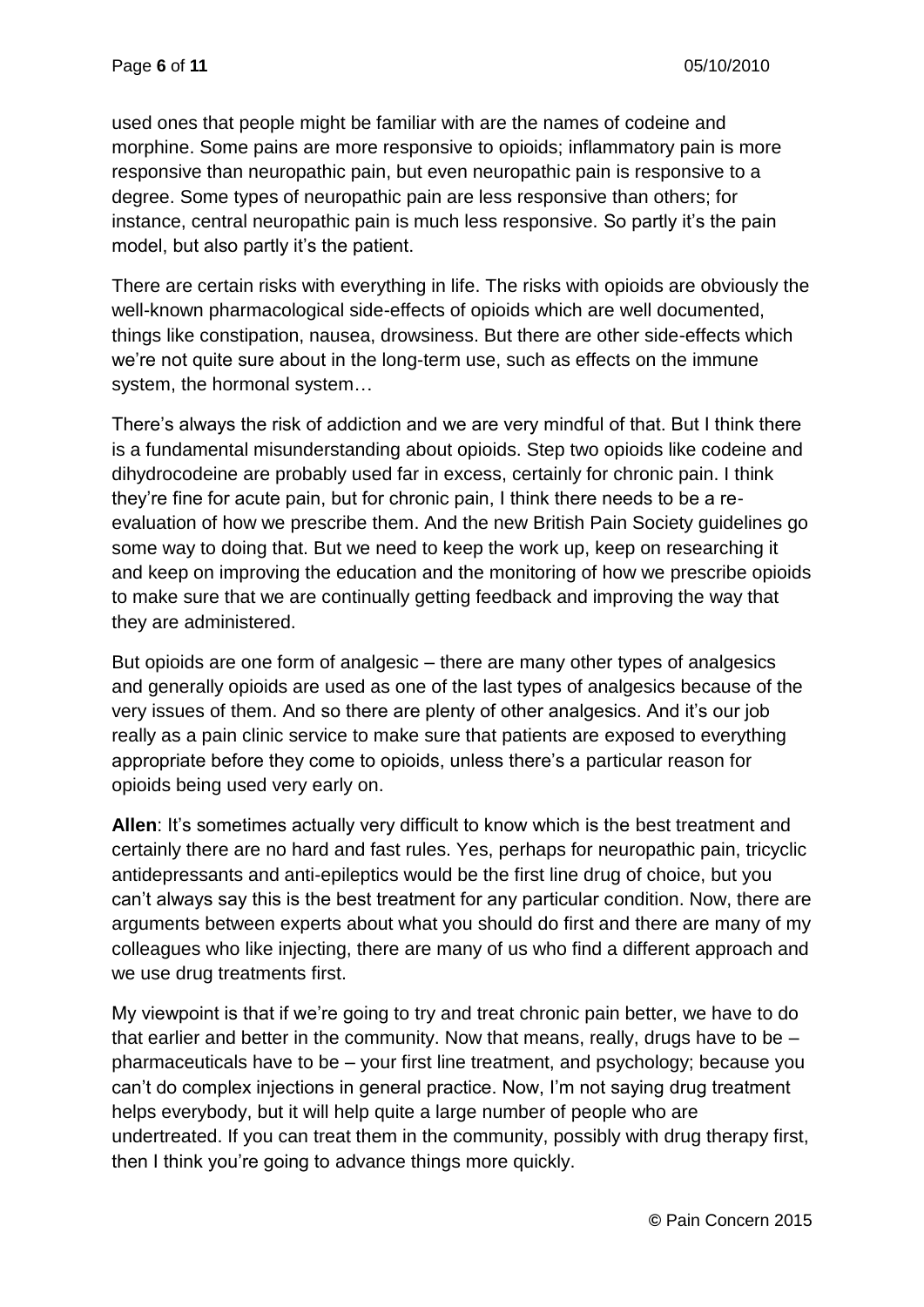used ones that people might be familiar with are the names of codeine and morphine. Some pains are more responsive to opioids; inflammatory pain is more responsive than neuropathic pain, but even neuropathic pain is responsive to a degree. Some types of neuropathic pain are less responsive than others; for instance, central neuropathic pain is much less responsive. So partly it's the pain model, but also partly it's the patient.

There are certain risks with everything in life. The risks with opioids are obviously the well-known pharmacological side-effects of opioids which are well documented, things like constipation, nausea, drowsiness. But there are other side-effects which we're not quite sure about in the long-term use, such as effects on the immune system, the hormonal system…

There's always the risk of addiction and we are very mindful of that. But I think there is a fundamental misunderstanding about opioids. Step two opioids like codeine and dihydrocodeine are probably used far in excess, certainly for chronic pain. I think they're fine for acute pain, but for chronic pain, I think there needs to be a re-evaluation of how we prescribe them. And the new British Pain Society guidelines go some way to doing that. But we need to keep the work up, keep on researching it and keep on improving the education and the monitoring of how we prescribe opioids to make sure that we are continually getting feedback and improving the way that they are administered.

But opioids are one form of analgesic – there are many other types of analgesics and generally opioids are used as one of the last types of analgesics because of the very issues of them. And so there are plenty of other analgesics. And it's our job really as a pain clinic service to make sure that patients are exposed to everything appropriate before they come to opioids, unless there's a particular reason for opioids being used very early on.

**Allen**: It's sometimes actually very difficult to know which is the best treatment and certainly there are no hard and fast rules. Yes, perhaps for neuropathic pain, tricyclic antidepressants and anti-epileptics would be the first line drug of choice, but you can't always say this is the best treatment for any particular condition. Now, there are arguments between experts about what you should do first and there are many of my colleagues who like injecting, there are many of us who find a different approach and we use drug treatments first.

My viewpoint is that if we're going to try and treat chronic pain better, we have to do that earlier and better in the community. Now that means, really, drugs have to be – pharmaceuticals have to be – your first line treatment, and psychology; because you can't do complex injections in general practice. Now, I'm not saying drug treatment helps everybody, but it will help quite a large number of people who are undertreated. If you can treat them in the community, possibly with drug therapy first, then I think you're going to advance things more quickly.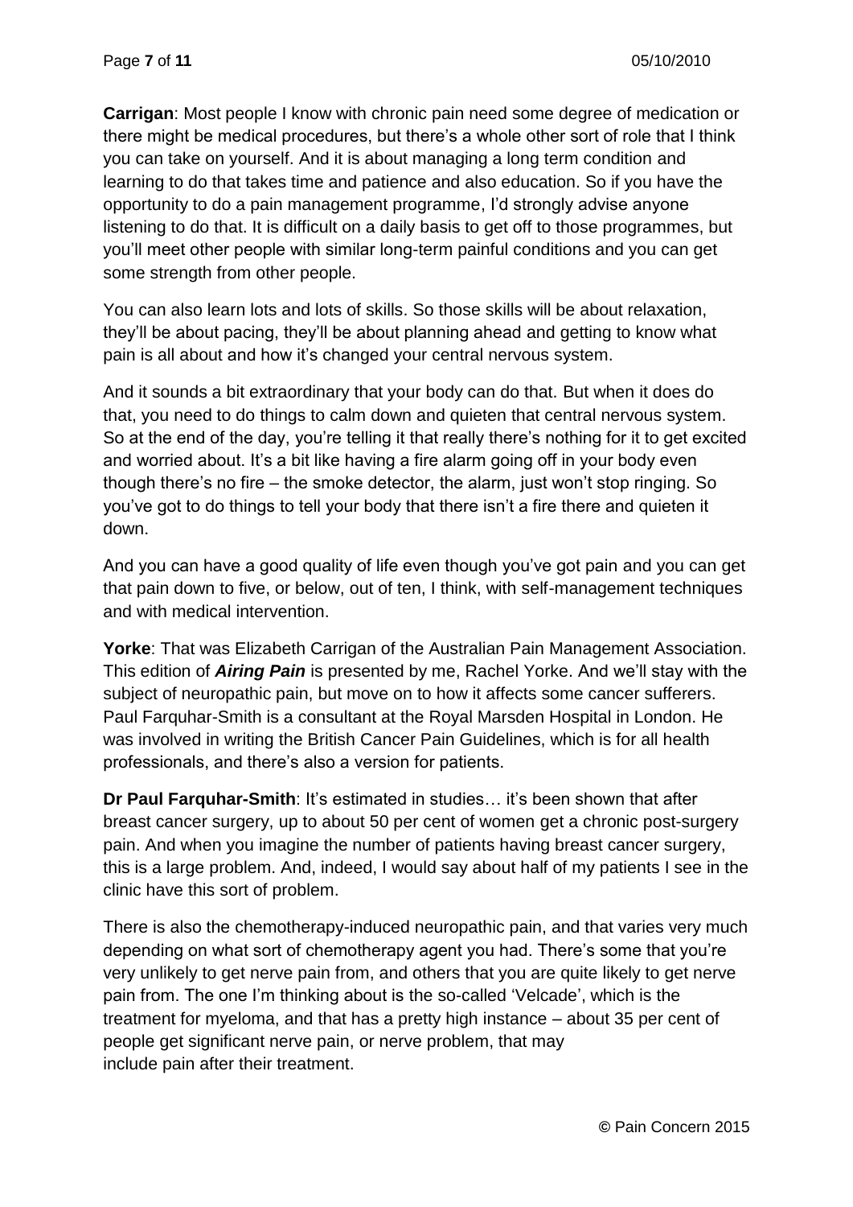**Carrigan**: Most people I know with chronic pain need some degree of medication or there might be medical procedures, but there's a whole other sort of role that I think you can take on yourself. And it is about managing a long term condition and learning to do that takes time and patience and also education. So if you have the opportunity to do a pain management programme, I'd strongly advise anyone listening to do that. It is difficult on a daily basis to get off to those programmes, but you'll meet other people with similar long-term painful conditions and you can get some strength from other people.

You can also learn lots and lots of skills. So those skills will be about relaxation, they'll be about pacing, they'll be about planning ahead and getting to know what pain is all about and how it's changed your central nervous system.

And it sounds a bit extraordinary that your body can do that. But when it does do that, you need to do things to calm down and quieten that central nervous system. So at the end of the day, you're telling it that really there's nothing for it to get excited and worried about. It's a bit like having a fire alarm going off in your body even though there's no fire – the smoke detector, the alarm, just won't stop ringing. So you've got to do things to tell your body that there isn't a fire there and quieten it down.

And you can have a good quality of life even though you've got pain and you can get that pain down to five, or below, out of ten, I think, with self-management techniques and with medical intervention.

**Yorke**: That was Elizabeth Carrigan of the Australian Pain Management Association. This edition of ***Airing Pain*** is presented by me, Rachel Yorke. And we'll stay with the subject of neuropathic pain, but move on to how it affects some cancer sufferers. Paul Farquhar-Smith is a consultant at the Royal Marsden Hospital in London. He was involved in writing the British Cancer Pain Guidelines, which is for all health professionals, and there's also a version for patients.

**Dr Paul Farquhar-Smith**: It's estimated in studies… it's been shown that after breast cancer surgery, up to about 50 per cent of women get a chronic post-surgery pain. And when you imagine the number of patients having breast cancer surgery, this is a large problem. And, indeed, I would say about half of my patients I see in the clinic have this sort of problem.

There is also the chemotherapy-induced neuropathic pain, and that varies very much depending on what sort of chemotherapy agent you had. There's some that you're very unlikely to get nerve pain from, and others that you are quite likely to get nerve pain from. The one I'm thinking about is the so-called 'Velcade', which is the treatment for myeloma, and that has a pretty high instance – about 35 per cent of people get significant nerve pain, or nerve problem, that may include pain after their treatment.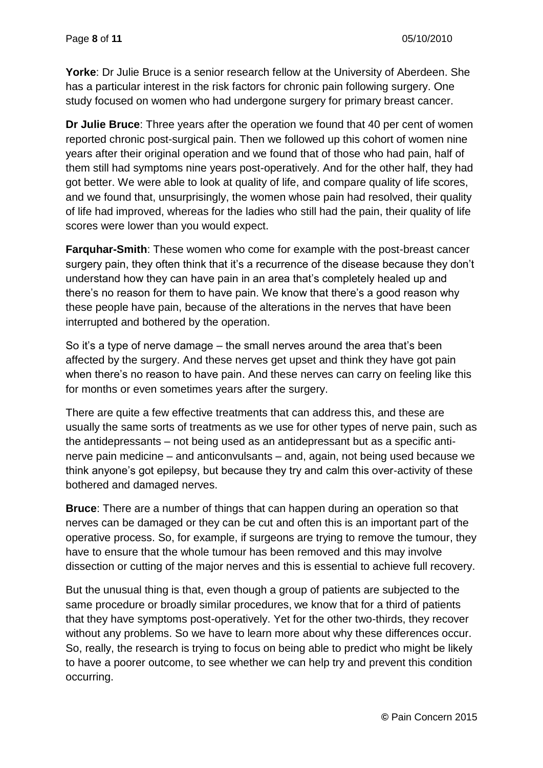**Yorke**: Dr Julie Bruce is a senior research fellow at the University of Aberdeen. She has a particular interest in the risk factors for chronic pain following surgery. One study focused on women who had undergone surgery for primary breast cancer.

**Dr Julie Bruce**: Three years after the operation we found that 40 per cent of women reported chronic post-surgical pain. Then we followed up this cohort of women nine years after their original operation and we found that of those who had pain, half of them still had symptoms nine years post-operatively. And for the other half, they had got better. We were able to look at quality of life, and compare quality of life scores, and we found that, unsurprisingly, the women whose pain had resolved, their quality of life had improved, whereas for the ladies who still had the pain, their quality of life scores were lower than you would expect.

**Farquhar-Smith**: These women who come for example with the post-breast cancer surgery pain, they often think that it's a recurrence of the disease because they don't understand how they can have pain in an area that's completely healed up and there's no reason for them to have pain. We know that there's a good reason why these people have pain, because of the alterations in the nerves that have been interrupted and bothered by the operation.

So it's a type of nerve damage – the small nerves around the area that's been affected by the surgery. And these nerves get upset and think they have got pain when there's no reason to have pain. And these nerves can carry on feeling like this for months or even sometimes years after the surgery.

There are quite a few effective treatments that can address this, and these are usually the same sorts of treatments as we use for other types of nerve pain, such as the antidepressants – not being used as an antidepressant but as a specific anti-nerve pain medicine – and anticonvulsants – and, again, not being used because we think anyone's got epilepsy, but because they try and calm this over-activity of these bothered and damaged nerves.

**Bruce**: There are a number of things that can happen during an operation so that nerves can be damaged or they can be cut and often this is an important part of the operative process. So, for example, if surgeons are trying to remove the tumour, they have to ensure that the whole tumour has been removed and this may involve dissection or cutting of the major nerves and this is essential to achieve full recovery.

But the unusual thing is that, even though a group of patients are subjected to the same procedure or broadly similar procedures, we know that for a third of patients that they have symptoms post-operatively. Yet for the other two-thirds, they recover without any problems. So we have to learn more about why these differences occur. So, really, the research is trying to focus on being able to predict who might be likely to have a poorer outcome, to see whether we can help try and prevent this condition occurring.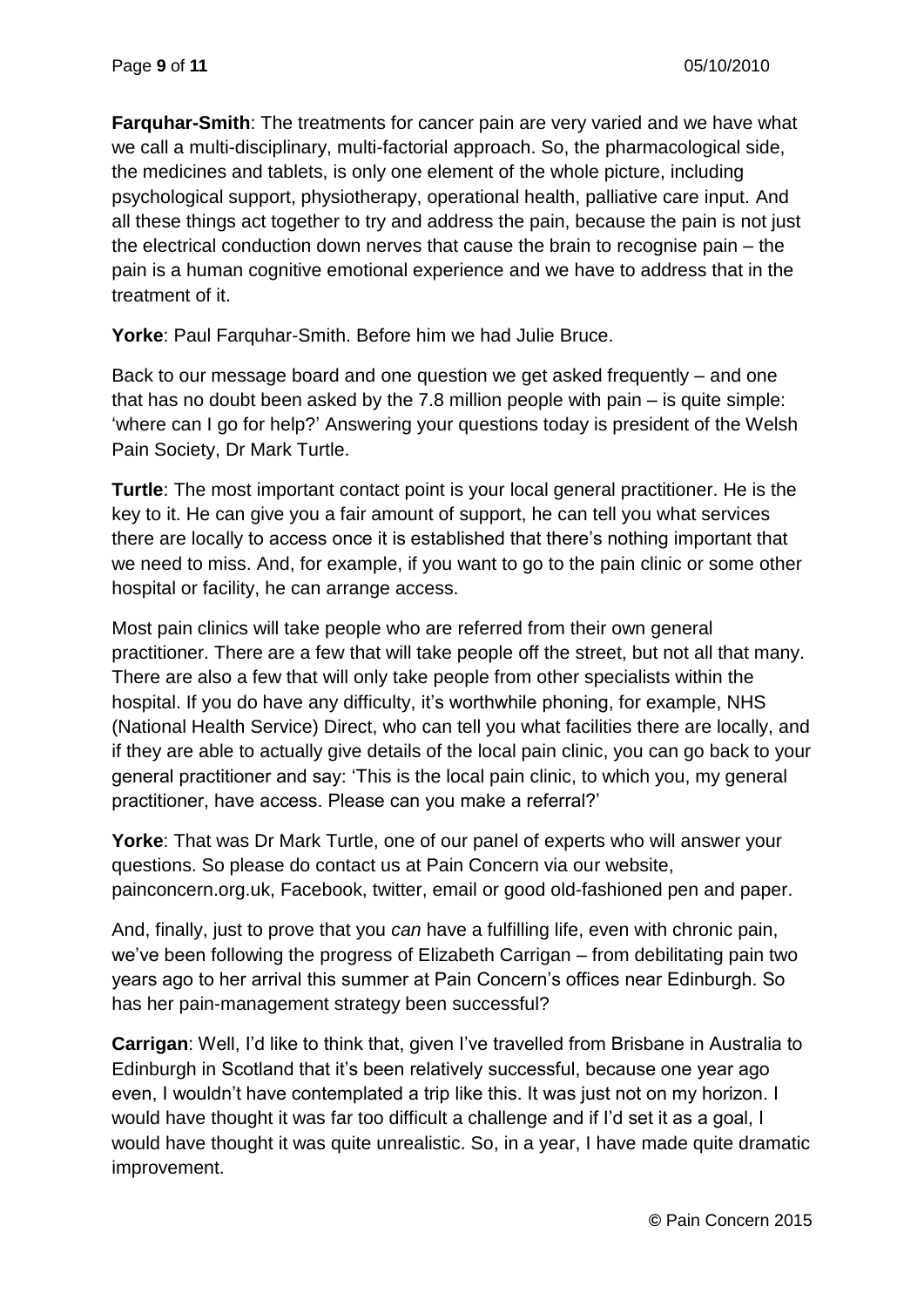**Farquhar-Smith**: The treatments for cancer pain are very varied and we have what we call a multi-disciplinary, multi-factorial approach. So, the pharmacological side, the medicines and tablets, is only one element of the whole picture, including psychological support, physiotherapy, operational health, palliative care input. And all these things act together to try and address the pain, because the pain is not just the electrical conduction down nerves that cause the brain to recognise pain – the pain is a human cognitive emotional experience and we have to address that in the treatment of it.

**Yorke**: Paul Farquhar-Smith. Before him we had Julie Bruce.

Back to our message board and one question we get asked frequently – and one that has no doubt been asked by the 7.8 million people with pain – is quite simple: 'where can I go for help?' Answering your questions today is president of the Welsh Pain Society, Dr Mark Turtle.

**Turtle**: The most important contact point is your local general practitioner. He is the key to it. He can give you a fair amount of support, he can tell you what services there are locally to access once it is established that there's nothing important that we need to miss. And, for example, if you want to go to the pain clinic or some other hospital or facility, he can arrange access.

Most pain clinics will take people who are referred from their own general practitioner. There are a few that will take people off the street, but not all that many. There are also a few that will only take people from other specialists within the hospital. If you do have any difficulty, it's worthwhile phoning, for example, NHS (National Health Service) Direct, who can tell you what facilities there are locally, and if they are able to actually give details of the local pain clinic, you can go back to your general practitioner and say: 'This is the local pain clinic, to which you, my general practitioner, have access. Please can you make a referral?'

**Yorke**: That was Dr Mark Turtle, one of our panel of experts who will answer your questions. So please do contact us at Pain Concern via our website, painconcern.org.uk, Facebook, twitter, email or good old-fashioned pen and paper.

And, finally, just to prove that you *can* have a fulfilling life, even with chronic pain, we've been following the progress of Elizabeth Carrigan – from debilitating pain two years ago to her arrival this summer at Pain Concern's offices near Edinburgh. So has her pain-management strategy been successful?

**Carrigan**: Well, I'd like to think that, given I've travelled from Brisbane in Australia to Edinburgh in Scotland that it's been relatively successful, because one year ago even, I wouldn't have contemplated a trip like this. It was just not on my horizon. I would have thought it was far too difficult a challenge and if I'd set it as a goal, I would have thought it was quite unrealistic. So, in a year, I have made quite dramatic improvement.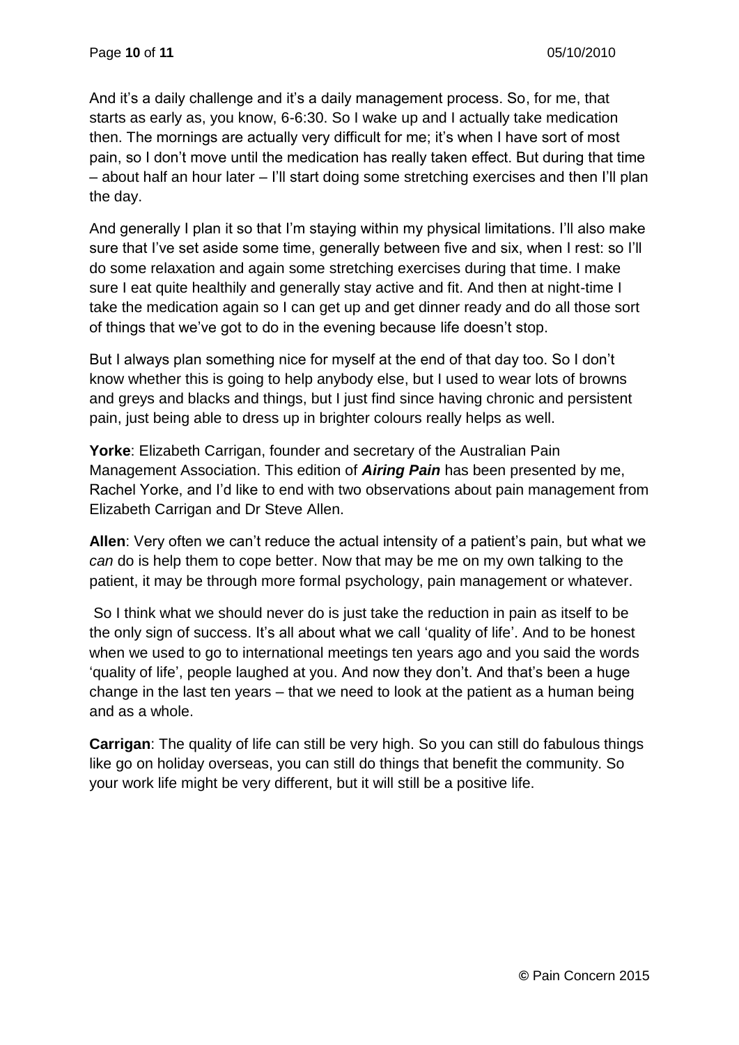And it's a daily challenge and it's a daily management process. So, for me, that starts as early as, you know, 6-6:30. So I wake up and I actually take medication then. The mornings are actually very difficult for me; it's when I have sort of most pain, so I don't move until the medication has really taken effect. But during that time – about half an hour later – I'll start doing some stretching exercises and then I'll plan the day.

And generally I plan it so that I'm staying within my physical limitations. I'll also make sure that I've set aside some time, generally between five and six, when I rest: so I'll do some relaxation and again some stretching exercises during that time. I make sure I eat quite healthily and generally stay active and fit. And then at night-time I take the medication again so I can get up and get dinner ready and do all those sort of things that we've got to do in the evening because life doesn't stop.

But I always plan something nice for myself at the end of that day too. So I don't know whether this is going to help anybody else, but I used to wear lots of browns and greys and blacks and things, but I just find since having chronic and persistent pain, just being able to dress up in brighter colours really helps as well.

**Yorke**: Elizabeth Carrigan, founder and secretary of the Australian Pain Management Association. This edition of ***Airing Pain*** has been presented by me, Rachel Yorke, and I'd like to end with two observations about pain management from Elizabeth Carrigan and Dr Steve Allen.

**Allen**: Very often we can't reduce the actual intensity of a patient's pain, but what we *can* do is help them to cope better. Now that may be me on my own talking to the patient, it may be through more formal psychology, pain management or whatever.

So I think what we should never do is just take the reduction in pain as itself to be the only sign of success. It's all about what we call 'quality of life'. And to be honest when we used to go to international meetings ten years ago and you said the words 'quality of life', people laughed at you. And now they don't. And that's been a huge change in the last ten years – that we need to look at the patient as a human being and as a whole.

**Carrigan**: The quality of life can still be very high. So you can still do fabulous things like go on holiday overseas, you can still do things that benefit the community. So your work life might be very different, but it will still be a positive life.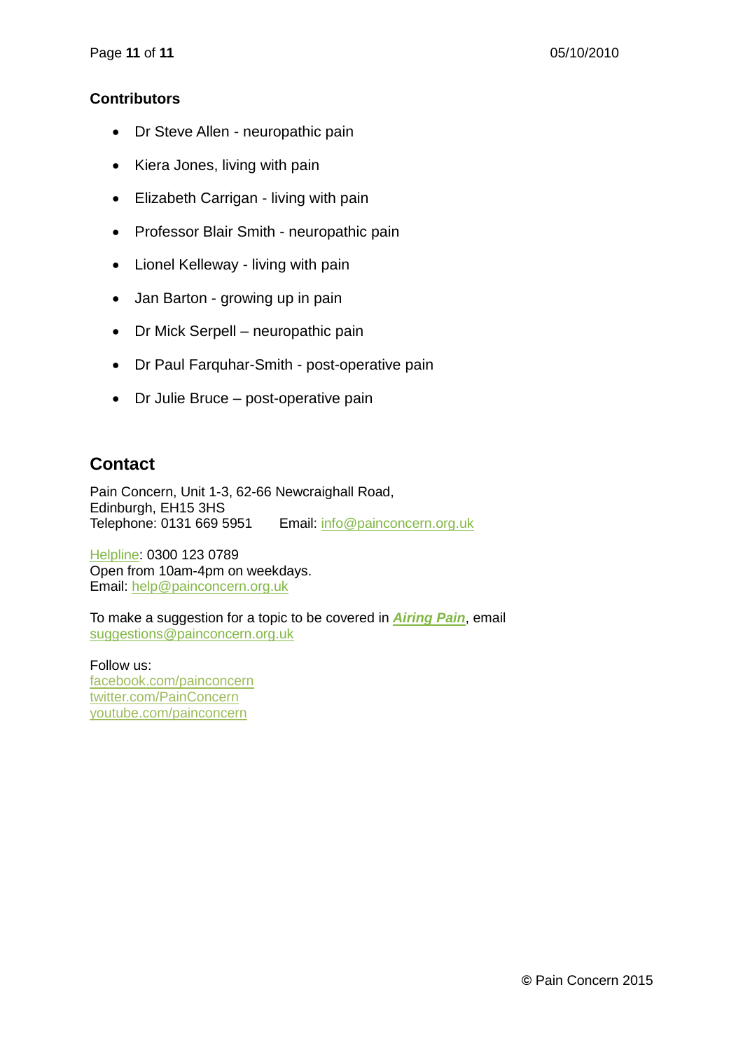### Contributors

- Dr Steve Allen - neuropathic pain
- Kiera Jones, living with pain
- Elizabeth Carrigan - living with pain
- Professor Blair Smith - neuropathic pain
- Lionel Kelleway - living with pain
- Jan Barton - growing up in pain
- Dr Mick Serpell – neuropathic pain
- Dr Paul Farquhar-Smith - post-operative pain
- Dr Julie Bruce – post-operative pain

## Contact

Pain Concern, Unit 1-3, 62-66 Newcraighall Road,
Edinburgh, EH15 3HS
Telephone: 0131 669 5951    Email: info@painconcern.org.uk

Helpline: 0300 123 0789
Open from 10am-4pm on weekdays.
Email: help@painconcern.org.uk

To make a suggestion for a topic to be covered in ***Airing Pain***, email suggestions@painconcern.org.uk

Follow us:
facebook.com/painconcern
twitter.com/PainConcern
youtube.com/painconcern

© Pain Concern 2015